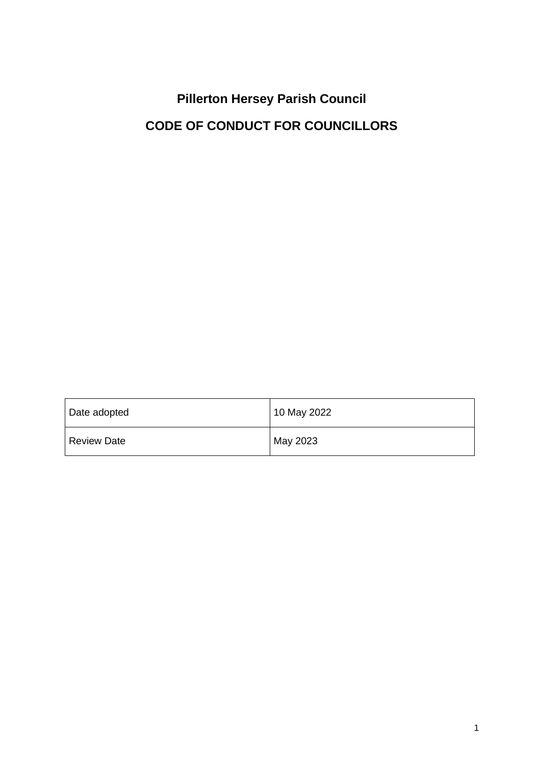# Pillerton Hersey Parish Council

## CODE OF CONDUCT FOR COUNCILLORS

| Date adopted | 10 May 2022 |
| --- | --- |
| Review Date | May 2023 |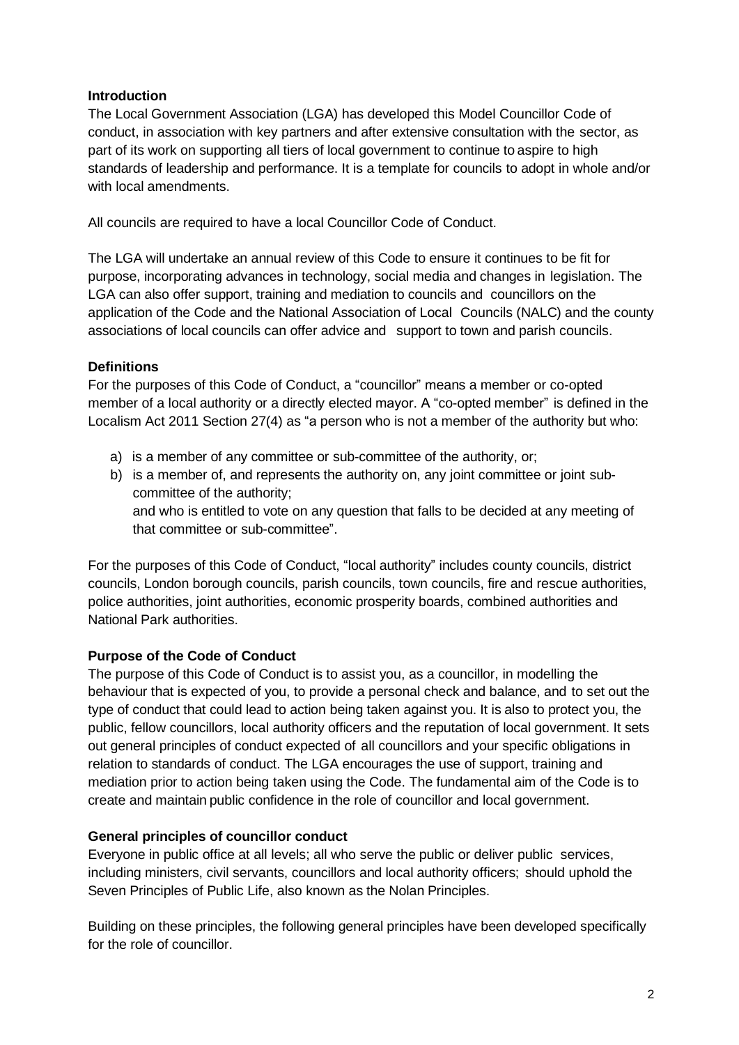## Introduction

The Local Government Association (LGA) has developed this Model Councillor Code of conduct, in association with key partners and after extensive consultation with the sector, as part of its work on supporting all tiers of local government to continue to aspire to high standards of leadership and performance. It is a template for councils to adopt in whole and/or with local amendments.

All councils are required to have a local Councillor Code of Conduct.

The LGA will undertake an annual review of this Code to ensure it continues to be fit for purpose, incorporating advances in technology, social media and changes in legislation. The LGA can also offer support, training and mediation to councils and councillors on the application of the Code and the National Association of Local Councils (NALC) and the county associations of local councils can offer advice and support to town and parish councils.

## Definitions

For the purposes of this Code of Conduct, a "councillor" means a member or co-opted member of a local authority or a directly elected mayor. A "co-opted member" is defined in the Localism Act 2011 Section 27(4) as "a person who is not a member of the authority but who:

a) is a member of any committee or sub-committee of the authority, or;
b) is a member of, and represents the authority on, any joint committee or joint sub-committee of the authority;
   and who is entitled to vote on any question that falls to be decided at any meeting of that committee or sub-committee".

For the purposes of this Code of Conduct, "local authority" includes county councils, district councils, London borough councils, parish councils, town councils, fire and rescue authorities, police authorities, joint authorities, economic prosperity boards, combined authorities and National Park authorities.

## Purpose of the Code of Conduct

The purpose of this Code of Conduct is to assist you, as a councillor, in modelling the behaviour that is expected of you, to provide a personal check and balance, and to set out the type of conduct that could lead to action being taken against you. It is also to protect you, the public, fellow councillors, local authority officers and the reputation of local government. It sets out general principles of conduct expected of all councillors and your specific obligations in relation to standards of conduct. The LGA encourages the use of support, training and mediation prior to action being taken using the Code. The fundamental aim of the Code is to create and maintain public confidence in the role of councillor and local government.

## General principles of councillor conduct

Everyone in public office at all levels; all who serve the public or deliver public services, including ministers, civil servants, councillors and local authority officers; should uphold the Seven Principles of Public Life, also known as the Nolan Principles.

Building on these principles, the following general principles have been developed specifically for the role of councillor.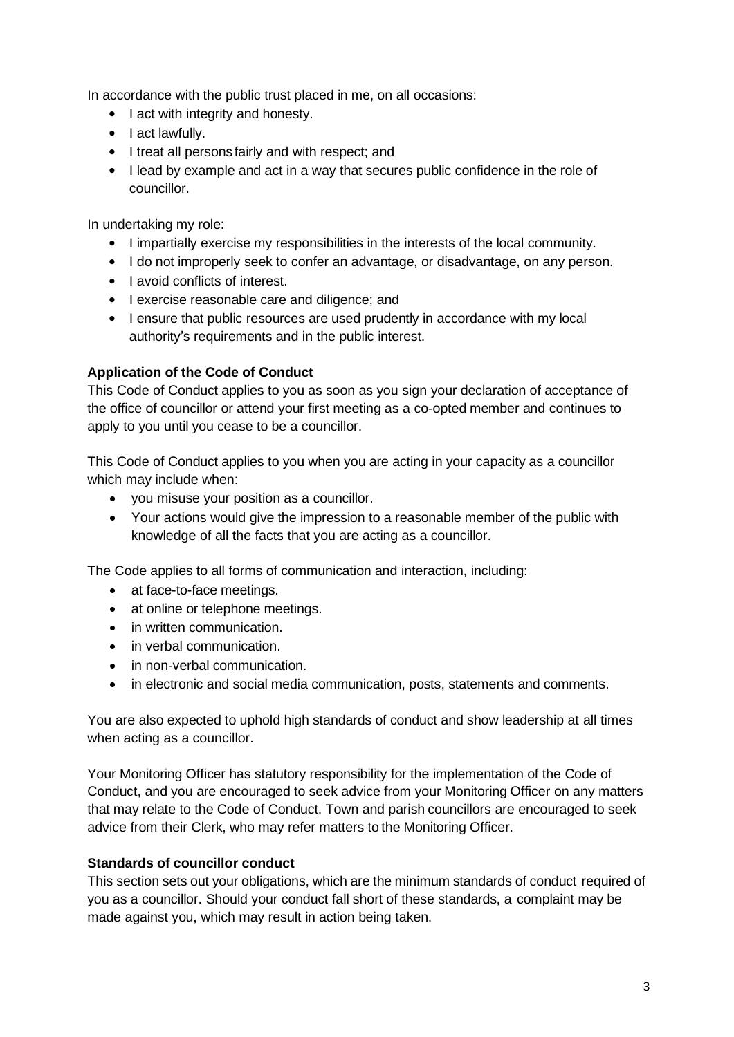In accordance with the public trust placed in me, on all occasions:

- I act with integrity and honesty.
- I act lawfully.
- I treat all persons fairly and with respect; and
- I lead by example and act in a way that secures public confidence in the role of councillor.

In undertaking my role:

- I impartially exercise my responsibilities in the interests of the local community.
- I do not improperly seek to confer an advantage, or disadvantage, on any person.
- I avoid conflicts of interest.
- I exercise reasonable care and diligence; and
- I ensure that public resources are used prudently in accordance with my local authority's requirements and in the public interest.

**Application of the Code of Conduct**

This Code of Conduct applies to you as soon as you sign your declaration of acceptance of the office of councillor or attend your first meeting as a co-opted member and continues to apply to you until you cease to be a councillor.

This Code of Conduct applies to you when you are acting in your capacity as a councillor which may include when:

- you misuse your position as a councillor.
- Your actions would give the impression to a reasonable member of the public with knowledge of all the facts that you are acting as a councillor.

The Code applies to all forms of communication and interaction, including:

- at face-to-face meetings.
- at online or telephone meetings.
- in written communication.
- in verbal communication.
- in non-verbal communication.
- in electronic and social media communication, posts, statements and comments.

You are also expected to uphold high standards of conduct and show leadership at all times when acting as a councillor.

Your Monitoring Officer has statutory responsibility for the implementation of the Code of Conduct, and you are encouraged to seek advice from your Monitoring Officer on any matters that may relate to the Code of Conduct. Town and parish councillors are encouraged to seek advice from their Clerk, who may refer matters to the Monitoring Officer.

**Standards of councillor conduct**

This section sets out your obligations, which are the minimum standards of conduct required of you as a councillor. Should your conduct fall short of these standards, a complaint may be made against you, which may result in action being taken.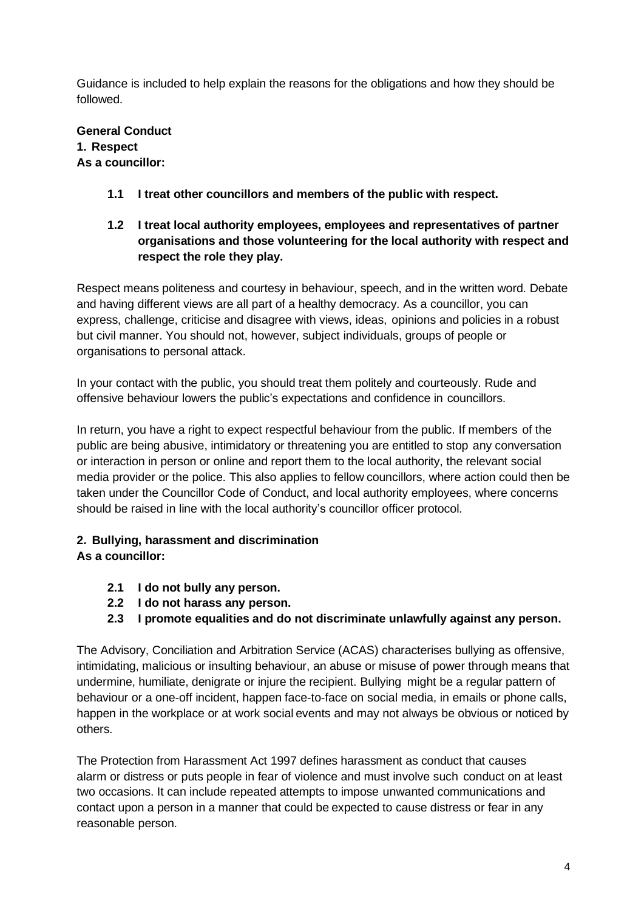Guidance is included to help explain the reasons for the obligations and how they should be followed.

**General Conduct**

**1. Respect**

**As a councillor:**

**1.1 I treat other councillors and members of the public with respect.**

**1.2 I treat local authority employees, employees and representatives of partner organisations and those volunteering for the local authority with respect and respect the role they play.**

Respect means politeness and courtesy in behaviour, speech, and in the written word. Debate and having different views are all part of a healthy democracy. As a councillor, you can express, challenge, criticise and disagree with views, ideas, opinions and policies in a robust but civil manner. You should not, however, subject individuals, groups of people or organisations to personal attack.

In your contact with the public, you should treat them politely and courteously. Rude and offensive behaviour lowers the public's expectations and confidence in councillors.

In return, you have a right to expect respectful behaviour from the public. If members of the public are being abusive, intimidatory or threatening you are entitled to stop any conversation or interaction in person or online and report them to the local authority, the relevant social media provider or the police. This also applies to fellow councillors, where action could then be taken under the Councillor Code of Conduct, and local authority employees, where concerns should be raised in line with the local authority's councillor officer protocol.

**2. Bullying, harassment and discrimination**

**As a councillor:**

**2.1 I do not bully any person.**

**2.2 I do not harass any person.**

**2.3 I promote equalities and do not discriminate unlawfully against any person.**

The Advisory, Conciliation and Arbitration Service (ACAS) characterises bullying as offensive, intimidating, malicious or insulting behaviour, an abuse or misuse of power through means that undermine, humiliate, denigrate or injure the recipient. Bullying might be a regular pattern of behaviour or a one-off incident, happen face-to-face on social media, in emails or phone calls, happen in the workplace or at work social events and may not always be obvious or noticed by others.

The Protection from Harassment Act 1997 defines harassment as conduct that causes alarm or distress or puts people in fear of violence and must involve such conduct on at least two occasions. It can include repeated attempts to impose unwanted communications and contact upon a person in a manner that could be expected to cause distress or fear in any reasonable person.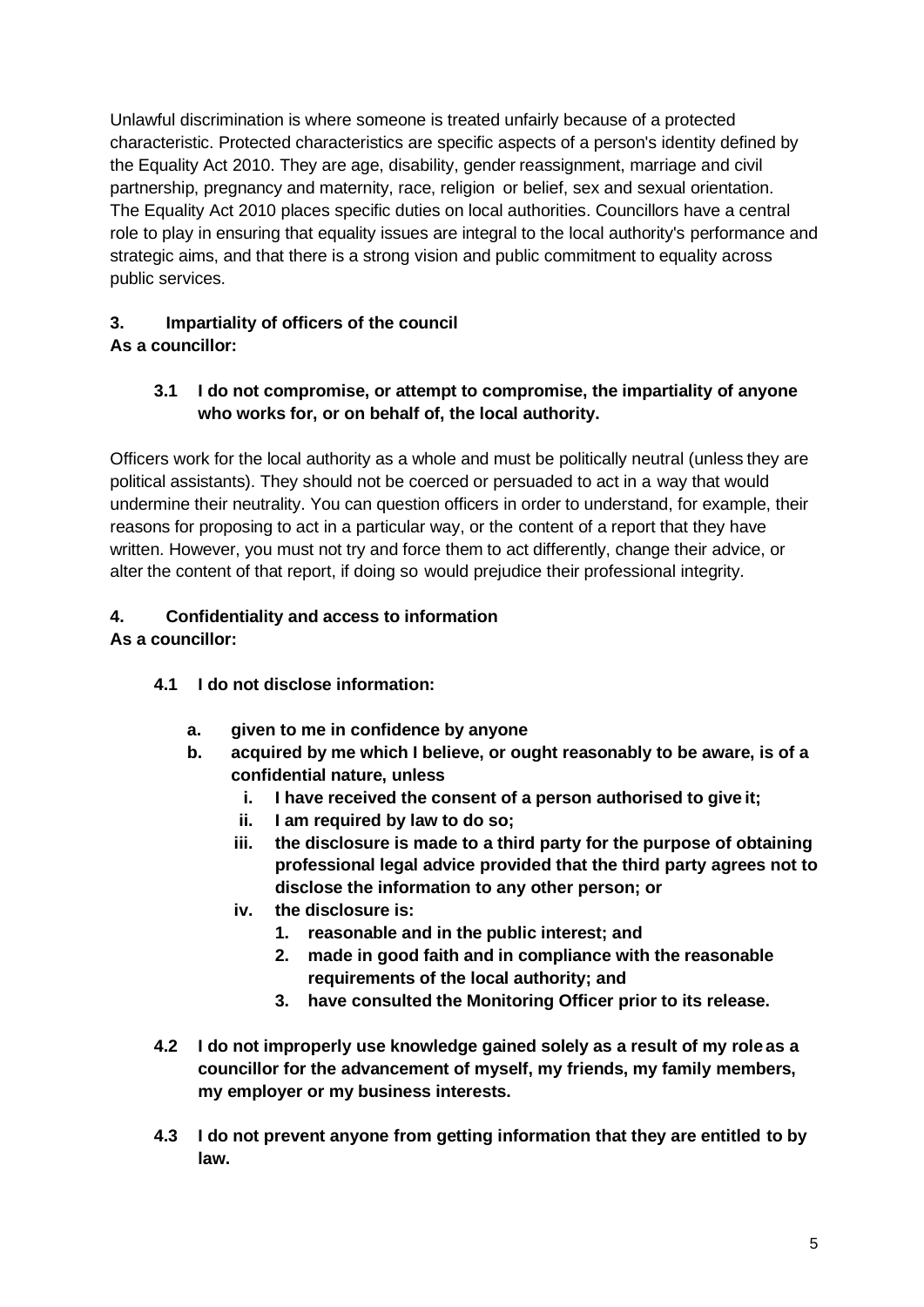Unlawful discrimination is where someone is treated unfairly because of a protected characteristic. Protected characteristics are specific aspects of a person's identity defined by the Equality Act 2010. They are age, disability, gender reassignment, marriage and civil partnership, pregnancy and maternity, race, religion or belief, sex and sexual orientation. The Equality Act 2010 places specific duties on local authorities. Councillors have a central role to play in ensuring that equality issues are integral to the local authority's performance and strategic aims, and that there is a strong vision and public commitment to equality across public services.

## 3. Impartiality of officers of the council

**As a councillor:**

**3.1 I do not compromise, or attempt to compromise, the impartiality of anyone who works for, or on behalf of, the local authority.**

Officers work for the local authority as a whole and must be politically neutral (unless they are political assistants). They should not be coerced or persuaded to act in a way that would undermine their neutrality. You can question officers in order to understand, for example, their reasons for proposing to act in a particular way, or the content of a report that they have written. However, you must not try and force them to act differently, change their advice, or alter the content of that report, if doing so would prejudice their professional integrity.

## 4. Confidentiality and access to information

**As a councillor:**

**4.1 I do not disclose information:**

**a. given to me in confidence by anyone**

**b. acquired by me which I believe, or ought reasonably to be aware, is of a confidential nature, unless**

   **i. I have received the consent of a person authorised to give it;**

   **ii. I am required by law to do so;**

   **iii. the disclosure is made to a third party for the purpose of obtaining professional legal advice provided that the third party agrees not to disclose the information to any other person; or**

   **iv. the disclosure is:**

      **1. reasonable and in the public interest; and**

      **2. made in good faith and in compliance with the reasonable requirements of the local authority; and**

      **3. have consulted the Monitoring Officer prior to its release.**

**4.2 I do not improperly use knowledge gained solely as a result of my role as a councillor for the advancement of myself, my friends, my family members, my employer or my business interests.**

**4.3 I do not prevent anyone from getting information that they are entitled to by law.**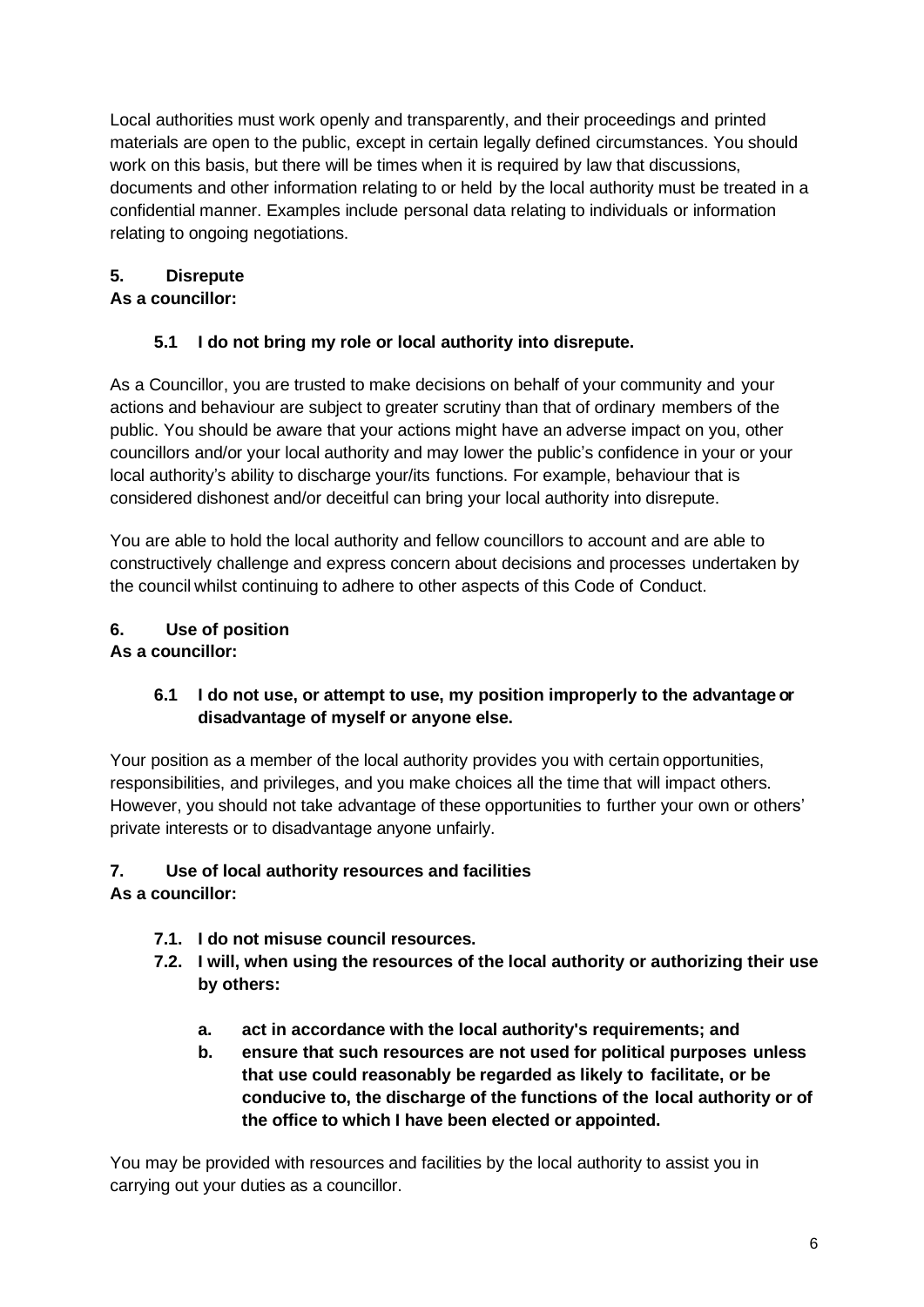Local authorities must work openly and transparently, and their proceedings and printed materials are open to the public, except in certain legally defined circumstances. You should work on this basis, but there will be times when it is required by law that discussions, documents and other information relating to or held by the local authority must be treated in a confidential manner. Examples include personal data relating to individuals or information relating to ongoing negotiations.

## 5. Disrepute

**As a councillor:**

### 5.1 I do not bring my role or local authority into disrepute.

As a Councillor, you are trusted to make decisions on behalf of your community and your actions and behaviour are subject to greater scrutiny than that of ordinary members of the public. You should be aware that your actions might have an adverse impact on you, other councillors and/or your local authority and may lower the public's confidence in your or your local authority's ability to discharge your/its functions. For example, behaviour that is considered dishonest and/or deceitful can bring your local authority into disrepute.

You are able to hold the local authority and fellow councillors to account and are able to constructively challenge and express concern about decisions and processes undertaken by the council whilst continuing to adhere to other aspects of this Code of Conduct.

## 6. Use of position

**As a councillor:**

### 6.1 I do not use, or attempt to use, my position improperly to the advantage or disadvantage of myself or anyone else.

Your position as a member of the local authority provides you with certain opportunities, responsibilities, and privileges, and you make choices all the time that will impact others. However, you should not take advantage of these opportunities to further your own or others' private interests or to disadvantage anyone unfairly.

## 7. Use of local authority resources and facilities

**As a councillor:**

**7.1. I do not misuse council resources.**

**7.2. I will, when using the resources of the local authority or authorizing their use by others:**

**a. act in accordance with the local authority's requirements; and**

**b. ensure that such resources are not used for political purposes unless that use could reasonably be regarded as likely to facilitate, or be conducive to, the discharge of the functions of the local authority or of the office to which I have been elected or appointed.**

You may be provided with resources and facilities by the local authority to assist you in carrying out your duties as a councillor.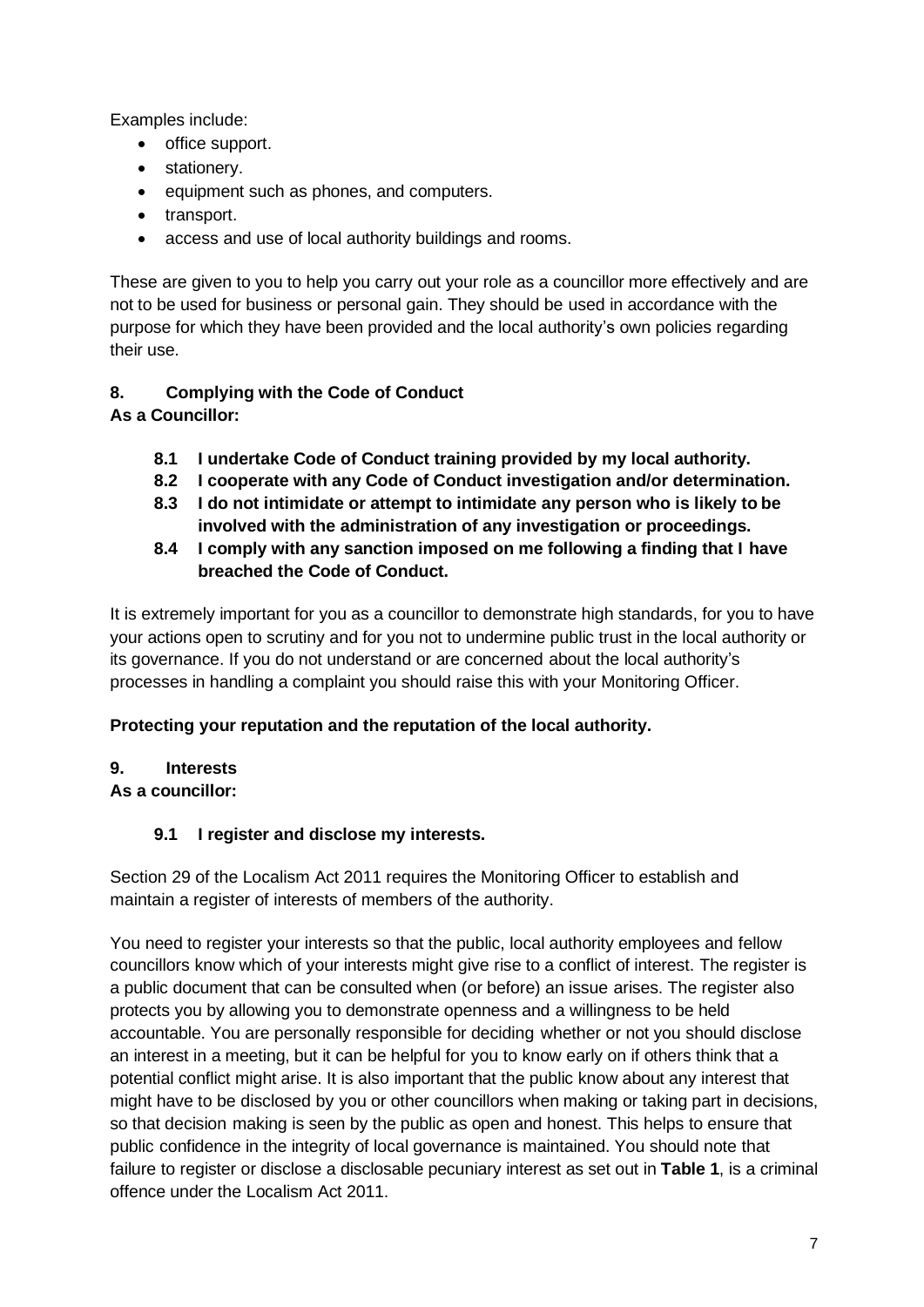Examples include:

- office support.
- stationery.
- equipment such as phones, and computers.
- transport.
- access and use of local authority buildings and rooms.

These are given to you to help you carry out your role as a councillor more effectively and are not to be used for business or personal gain. They should be used in accordance with the purpose for which they have been provided and the local authority's own policies regarding their use.

## 8. Complying with the Code of Conduct

**As a Councillor:**

- **8.1 I undertake Code of Conduct training provided by my local authority.**
- **8.2 I cooperate with any Code of Conduct investigation and/or determination.**
- **8.3 I do not intimidate or attempt to intimidate any person who is likely to be involved with the administration of any investigation or proceedings.**
- **8.4 I comply with any sanction imposed on me following a finding that I have breached the Code of Conduct.**

It is extremely important for you as a councillor to demonstrate high standards, for you to have your actions open to scrutiny and for you not to undermine public trust in the local authority or its governance. If you do not understand or are concerned about the local authority's processes in handling a complaint you should raise this with your Monitoring Officer.

**Protecting your reputation and the reputation of the local authority.**

## 9. Interests

**As a councillor:**

- **9.1 I register and disclose my interests.**

Section 29 of the Localism Act 2011 requires the Monitoring Officer to establish and maintain a register of interests of members of the authority.

You need to register your interests so that the public, local authority employees and fellow councillors know which of your interests might give rise to a conflict of interest. The register is a public document that can be consulted when (or before) an issue arises. The register also protects you by allowing you to demonstrate openness and a willingness to be held accountable. You are personally responsible for deciding whether or not you should disclose an interest in a meeting, but it can be helpful for you to know early on if others think that a potential conflict might arise. It is also important that the public know about any interest that might have to be disclosed by you or other councillors when making or taking part in decisions, so that decision making is seen by the public as open and honest. This helps to ensure that public confidence in the integrity of local governance is maintained. You should note that failure to register or disclose a disclosable pecuniary interest as set out in **Table 1**, is a criminal offence under the Localism Act 2011.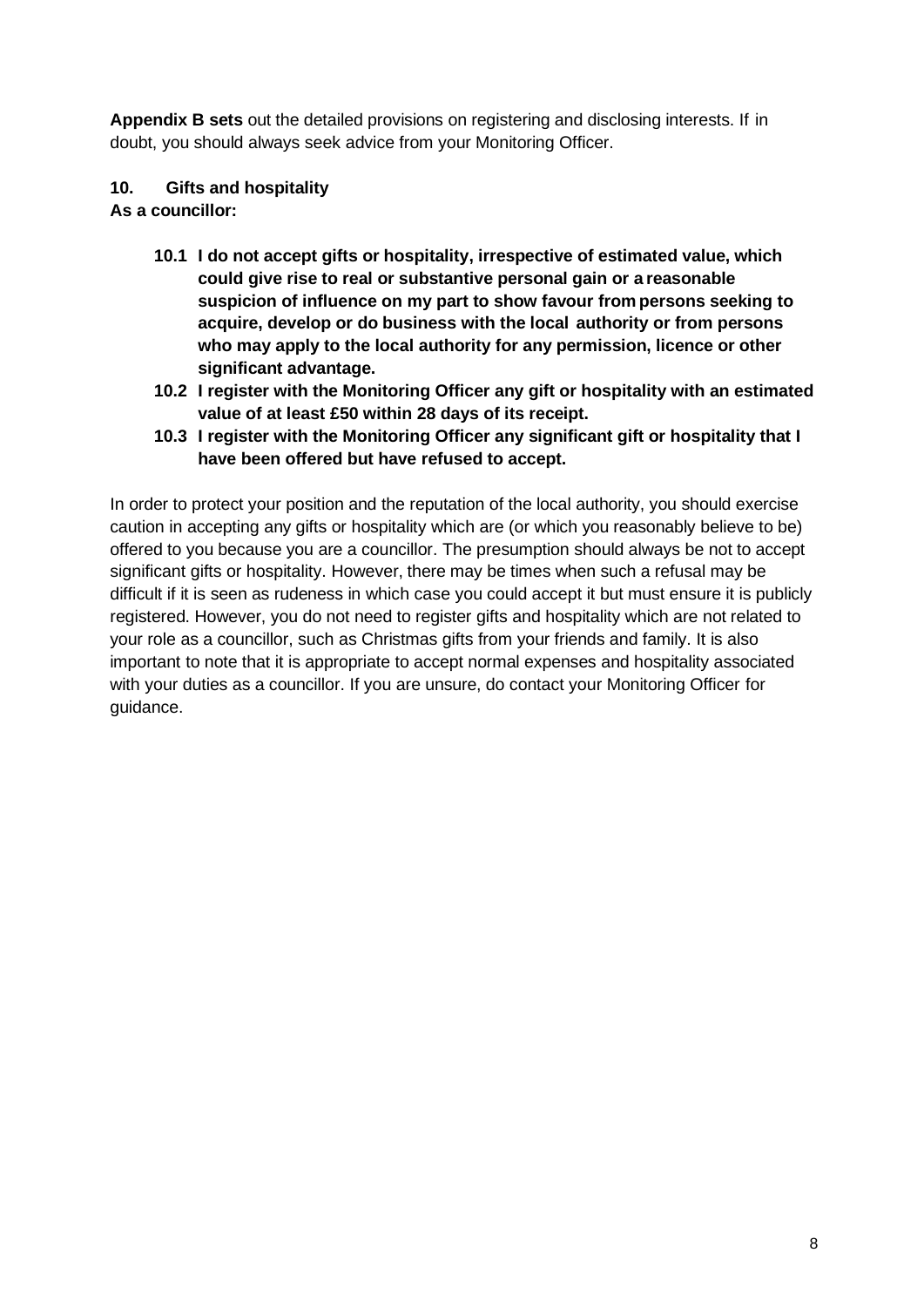**Appendix B sets** out the detailed provisions on registering and disclosing interests. If in doubt, you should always seek advice from your Monitoring Officer.

## 10. Gifts and hospitality

**As a councillor:**

- **10.1 I do not accept gifts or hospitality, irrespective of estimated value, which could give rise to real or substantive personal gain or a reasonable suspicion of influence on my part to show favour from persons seeking to acquire, develop or do business with the local authority or from persons who may apply to the local authority for any permission, licence or other significant advantage.**
- **10.2 I register with the Monitoring Officer any gift or hospitality with an estimated value of at least £50 within 28 days of its receipt.**
- **10.3 I register with the Monitoring Officer any significant gift or hospitality that I have been offered but have refused to accept.**

In order to protect your position and the reputation of the local authority, you should exercise caution in accepting any gifts or hospitality which are (or which you reasonably believe to be) offered to you because you are a councillor. The presumption should always be not to accept significant gifts or hospitality. However, there may be times when such a refusal may be difficult if it is seen as rudeness in which case you could accept it but must ensure it is publicly registered. However, you do not need to register gifts and hospitality which are not related to your role as a councillor, such as Christmas gifts from your friends and family. It is also important to note that it is appropriate to accept normal expenses and hospitality associated with your duties as a councillor. If you are unsure, do contact your Monitoring Officer for guidance.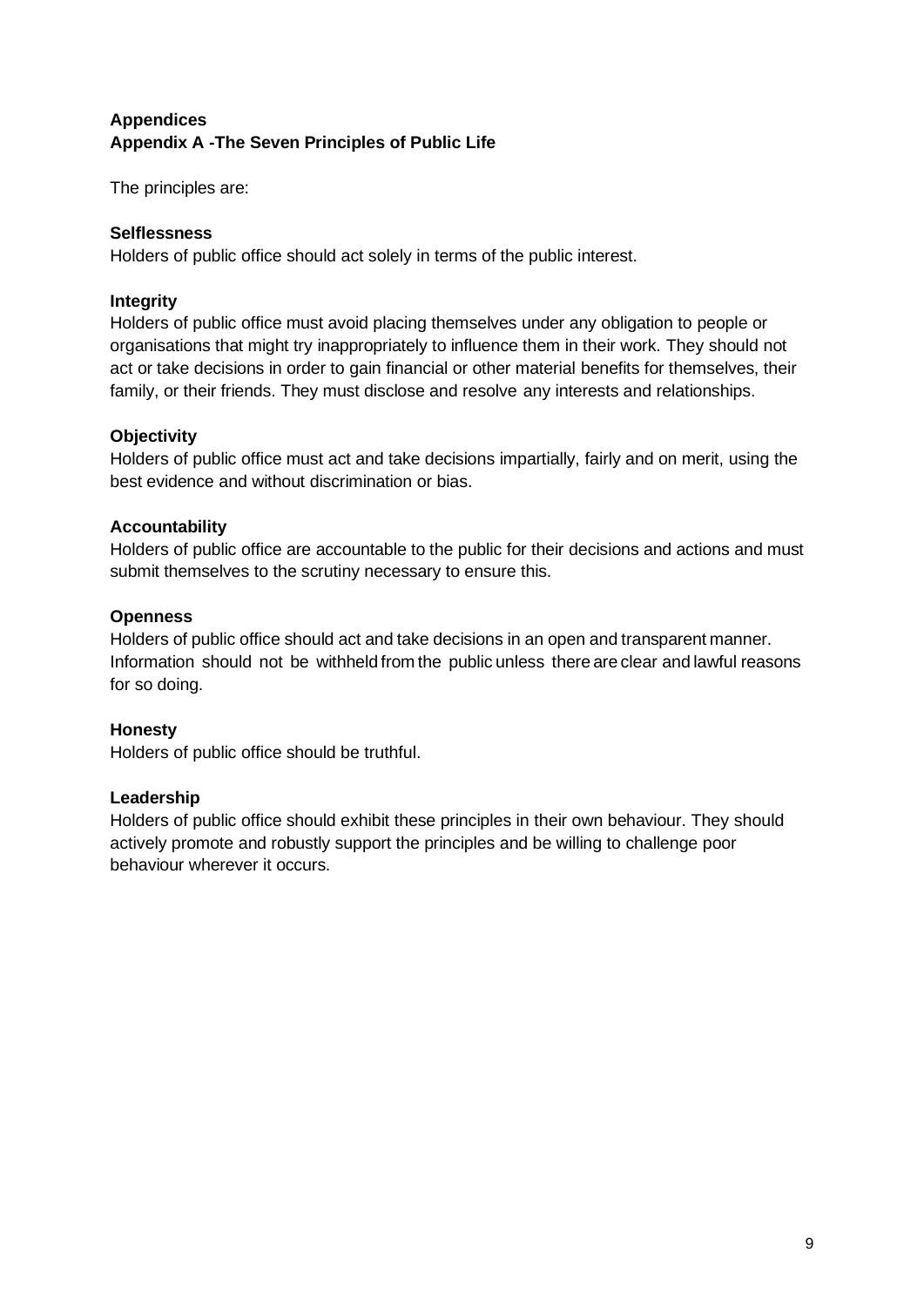## Appendices

### Appendix A -The Seven Principles of Public Life

The principles are:

**Selflessness**
Holders of public office should act solely in terms of the public interest.

**Integrity**
Holders of public office must avoid placing themselves under any obligation to people or organisations that might try inappropriately to influence them in their work. They should not act or take decisions in order to gain financial or other material benefits for themselves, their family, or their friends. They must disclose and resolve any interests and relationships.

**Objectivity**
Holders of public office must act and take decisions impartially, fairly and on merit, using the best evidence and without discrimination or bias.

**Accountability**
Holders of public office are accountable to the public for their decisions and actions and must submit themselves to the scrutiny necessary to ensure this.

**Openness**
Holders of public office should act and take decisions in an open and transparent manner. Information should not be withheld from the public unless there are clear and lawful reasons for so doing.

**Honesty**
Holders of public office should be truthful.

**Leadership**
Holders of public office should exhibit these principles in their own behaviour. They should actively promote and robustly support the principles and be willing to challenge poor behaviour wherever it occurs.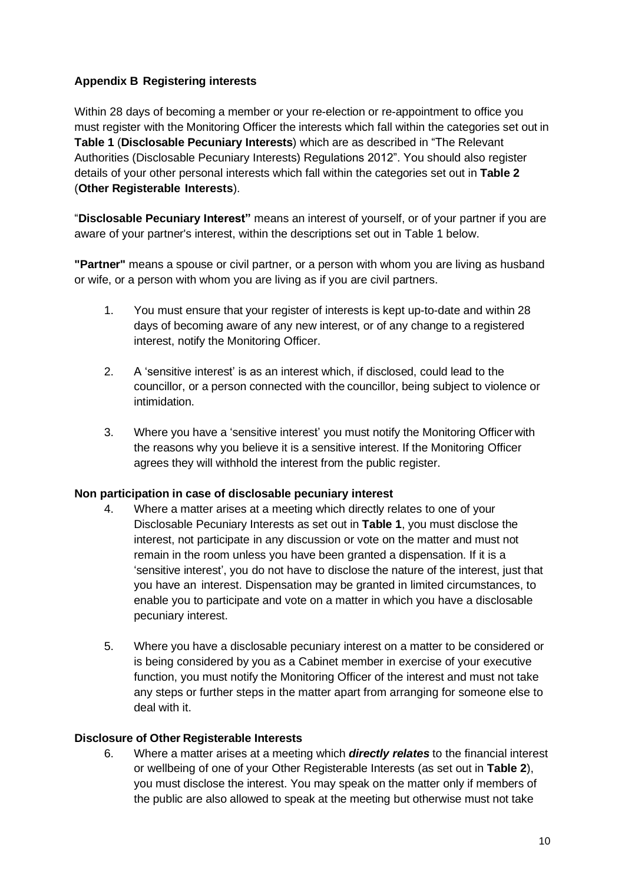**Appendix B Registering interests**

Within 28 days of becoming a member or your re-election or re-appointment to office you must register with the Monitoring Officer the interests which fall within the categories set out in **Table 1** (**Disclosable Pecuniary Interests**) which are as described in "The Relevant Authorities (Disclosable Pecuniary Interests) Regulations 2012". You should also register details of your other personal interests which fall within the categories set out in **Table 2** (**Other Registerable Interests**).

"**Disclosable Pecuniary Interest"** means an interest of yourself, or of your partner if you are aware of your partner's interest, within the descriptions set out in Table 1 below.

**"Partner"** means a spouse or civil partner, or a person with whom you are living as husband or wife, or a person with whom you are living as if you are civil partners.

1. You must ensure that your register of interests is kept up-to-date and within 28 days of becoming aware of any new interest, or of any change to a registered interest, notify the Monitoring Officer.

2. A 'sensitive interest' is as an interest which, if disclosed, could lead to the councillor, or a person connected with the councillor, being subject to violence or intimidation.

3. Where you have a 'sensitive interest' you must notify the Monitoring Officer with the reasons why you believe it is a sensitive interest. If the Monitoring Officer agrees they will withhold the interest from the public register.

**Non participation in case of disclosable pecuniary interest**

4. Where a matter arises at a meeting which directly relates to one of your Disclosable Pecuniary Interests as set out in **Table 1**, you must disclose the interest, not participate in any discussion or vote on the matter and must not remain in the room unless you have been granted a dispensation. If it is a 'sensitive interest', you do not have to disclose the nature of the interest, just that you have an interest. Dispensation may be granted in limited circumstances, to enable you to participate and vote on a matter in which you have a disclosable pecuniary interest.

5. Where you have a disclosable pecuniary interest on a matter to be considered or is being considered by you as a Cabinet member in exercise of your executive function, you must notify the Monitoring Officer of the interest and must not take any steps or further steps in the matter apart from arranging for someone else to deal with it.

**Disclosure of Other Registerable Interests**

6. Where a matter arises at a meeting which ***directly relates*** to the financial interest or wellbeing of one of your Other Registerable Interests (as set out in **Table 2**), you must disclose the interest. You may speak on the matter only if members of the public are also allowed to speak at the meeting but otherwise must not take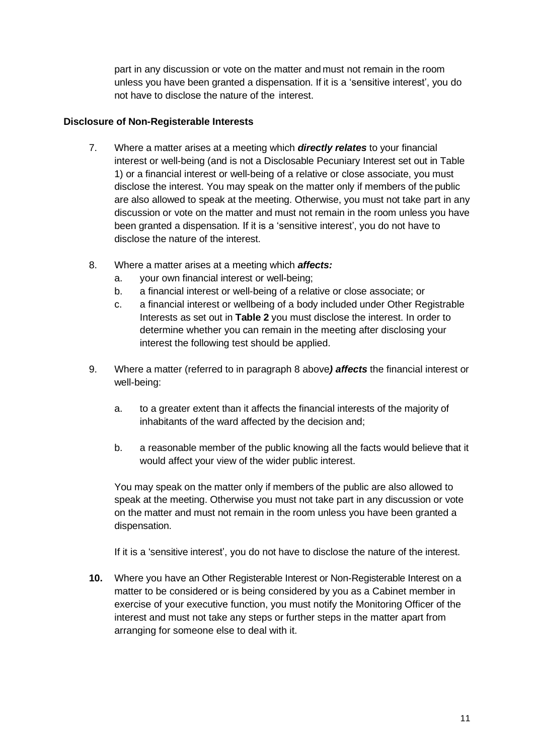part in any discussion or vote on the matter and must not remain in the room unless you have been granted a dispensation. If it is a 'sensitive interest', you do not have to disclose the nature of the interest.

**Disclosure of Non-Registerable Interests**

7. Where a matter arises at a meeting which ***directly relates*** to your financial interest or well-being (and is not a Disclosable Pecuniary Interest set out in Table 1) or a financial interest or well-being of a relative or close associate, you must disclose the interest. You may speak on the matter only if members of the public are also allowed to speak at the meeting. Otherwise, you must not take part in any discussion or vote on the matter and must not remain in the room unless you have been granted a dispensation. If it is a 'sensitive interest', you do not have to disclose the nature of the interest.

8. Where a matter arises at a meeting which ***affects:***
   a. your own financial interest or well-being;
   b. a financial interest or well-being of a relative or close associate; or
   c. a financial interest or wellbeing of a body included under Other Registrable Interests as set out in **Table 2** you must disclose the interest. In order to determine whether you can remain in the meeting after disclosing your interest the following test should be applied.

9. Where a matter (referred to in paragraph 8 above***) affects*** the financial interest or well-being:

   a. to a greater extent than it affects the financial interests of the majority of inhabitants of the ward affected by the decision and;

   b. a reasonable member of the public knowing all the facts would believe that it would affect your view of the wider public interest.

   You may speak on the matter only if members of the public are also allowed to speak at the meeting. Otherwise you must not take part in any discussion or vote on the matter and must not remain in the room unless you have been granted a dispensation.

   If it is a 'sensitive interest', you do not have to disclose the nature of the interest.

**10.** Where you have an Other Registerable Interest or Non-Registerable Interest on a matter to be considered or is being considered by you as a Cabinet member in exercise of your executive function, you must notify the Monitoring Officer of the interest and must not take any steps or further steps in the matter apart from arranging for someone else to deal with it.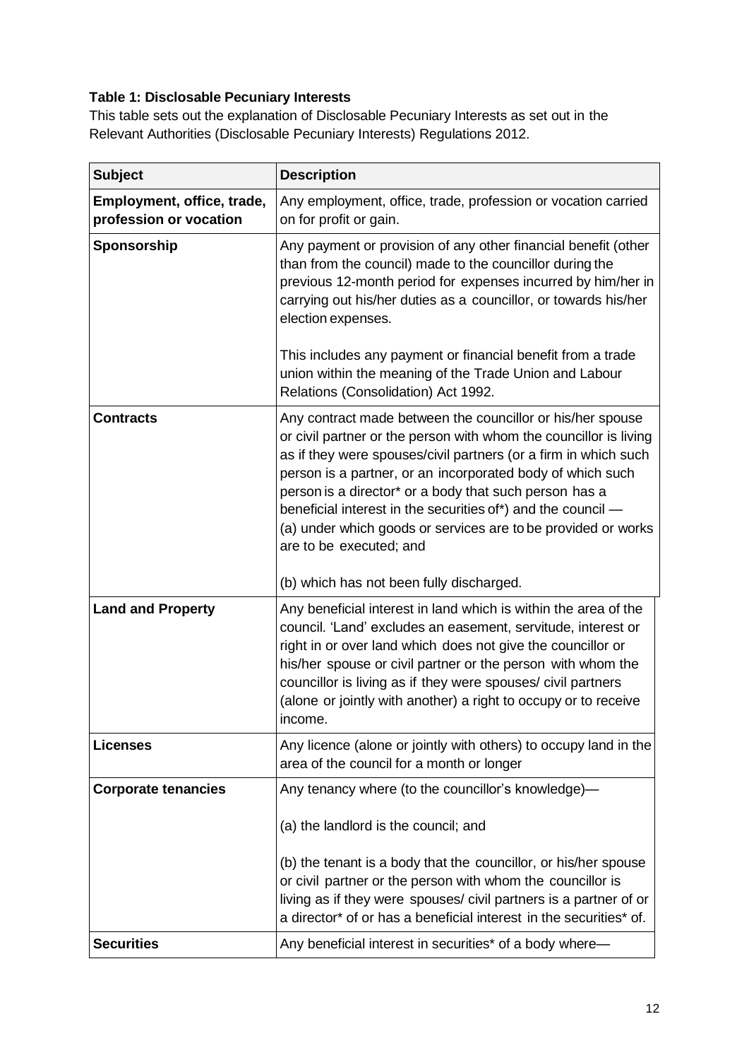**Table 1: Disclosable Pecuniary Interests**

This table sets out the explanation of Disclosable Pecuniary Interests as set out in the Relevant Authorities (Disclosable Pecuniary Interests) Regulations 2012.

| Subject | Description |
| --- | --- |
| **Employment, office, trade, profession or vocation** | Any employment, office, trade, profession or vocation carried on for profit or gain. |
| **Sponsorship** | Any payment or provision of any other financial benefit (other than from the council) made to the councillor during the previous 12-month period for expenses incurred by him/her in carrying out his/her duties as a councillor, or towards his/her election expenses.<br><br>This includes any payment or financial benefit from a trade union within the meaning of the Trade Union and Labour Relations (Consolidation) Act 1992. |
| **Contracts** | Any contract made between the councillor or his/her spouse or civil partner or the person with whom the councillor is living as if they were spouses/civil partners (or a firm in which such person is a partner, or an incorporated body of which such person is a director* or a body that such person has a beneficial interest in the securities of*) and the council —<br>(a) under which goods or services are to be provided or works are to be executed; and<br><br>(b) which has not been fully discharged. |
| **Land and Property** | Any beneficial interest in land which is within the area of the council. 'Land' excludes an easement, servitude, interest or right in or over land which does not give the councillor or his/her spouse or civil partner or the person with whom the councillor is living as if they were spouses/ civil partners (alone or jointly with another) a right to occupy or to receive income. |
| **Licenses** | Any licence (alone or jointly with others) to occupy land in the area of the council for a month or longer |
| **Corporate tenancies** | Any tenancy where (to the councillor's knowledge)—<br><br>(a) the landlord is the council; and<br><br>(b) the tenant is a body that the councillor, or his/her spouse or civil partner or the person with whom the councillor is living as if they were spouses/ civil partners is a partner of or a director* of or has a beneficial interest in the securities* of. |
| **Securities** | Any beneficial interest in securities* of a body where— |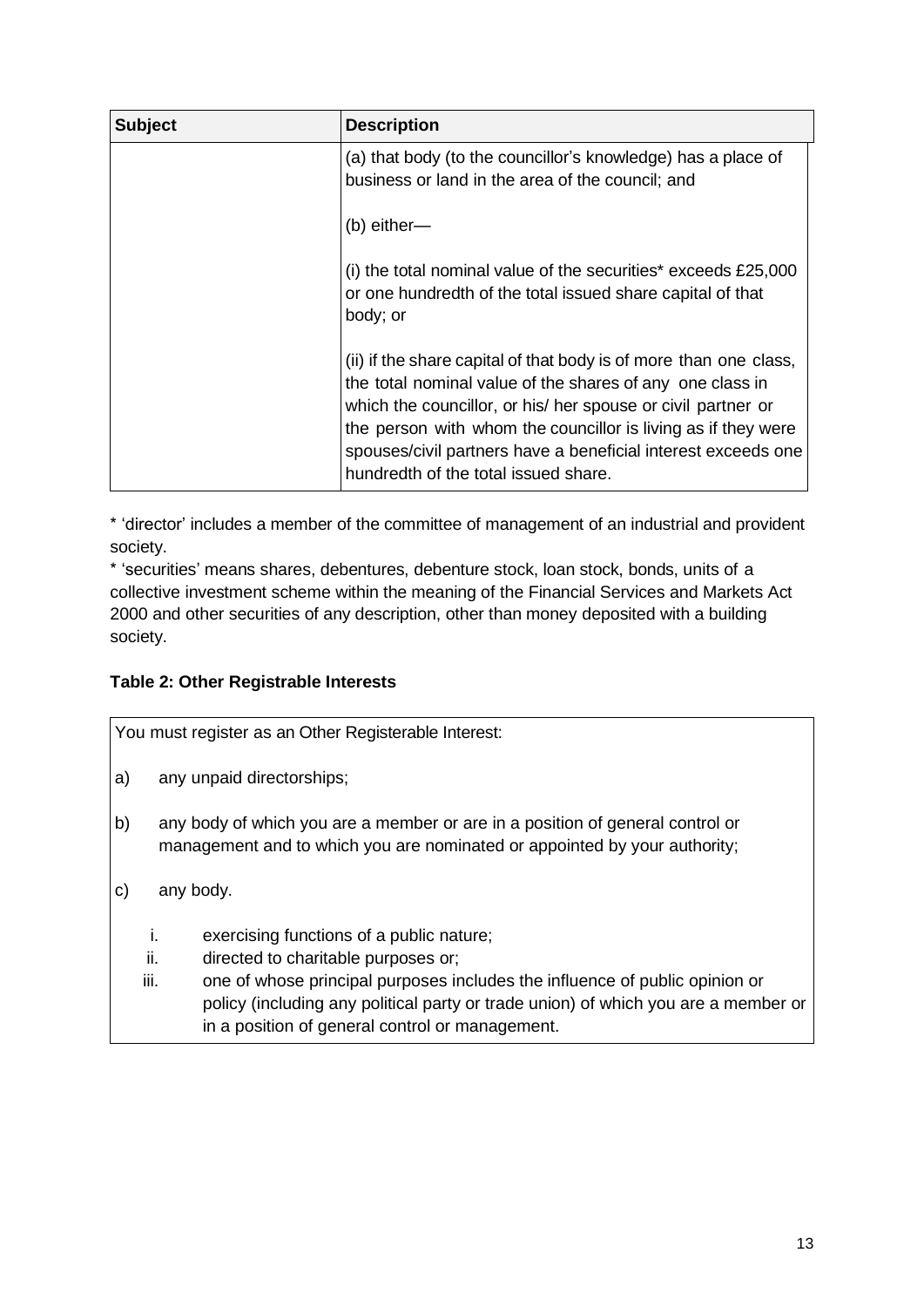| Subject | Description |
| --- | --- |
| | (a) that body (to the councillor's knowledge) has a place of business or land in the area of the council; and<br><br>(b) either—<br><br>(i) the total nominal value of the securities* exceeds £25,000 or one hundredth of the total issued share capital of that body; or<br><br>(ii) if the share capital of that body is of more than one class, the total nominal value of the shares of any one class in which the councillor, or his/ her spouse or civil partner or the person with whom the councillor is living as if they were spouses/civil partners have a beneficial interest exceeds one hundredth of the total issued share. |

* 'director' includes a member of the committee of management of an industrial and provident society.
* 'securities' means shares, debentures, debenture stock, loan stock, bonds, units of a collective investment scheme within the meaning of the Financial Services and Markets Act 2000 and other securities of any description, other than money deposited with a building society.

**Table 2: Other Registrable Interests**

| You must register as an Other Registerable Interest: |
| --- |
| a) any unpaid directorships;<br><br>b) any body of which you are a member or are in a position of general control or management and to which you are nominated or appointed by your authority;<br><br>c) any body.<br><br>i. exercising functions of a public nature;<br>ii. directed to charitable purposes or;<br>iii. one of whose principal purposes includes the influence of public opinion or policy (including any political party or trade union) of which you are a member or in a position of general control or management. |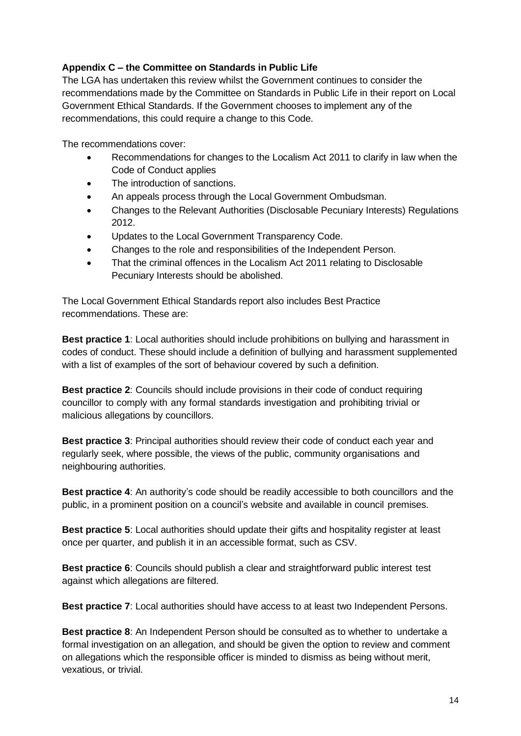**Appendix C – the Committee on Standards in Public Life**

The LGA has undertaken this review whilst the Government continues to consider the recommendations made by the Committee on Standards in Public Life in their report on Local Government Ethical Standards. If the Government chooses to implement any of the recommendations, this could require a change to this Code.

The recommendations cover:

- Recommendations for changes to the Localism Act 2011 to clarify in law when the Code of Conduct applies
- The introduction of sanctions.
- An appeals process through the Local Government Ombudsman.
- Changes to the Relevant Authorities (Disclosable Pecuniary Interests) Regulations 2012.
- Updates to the Local Government Transparency Code.
- Changes to the role and responsibilities of the Independent Person.
- That the criminal offences in the Localism Act 2011 relating to Disclosable Pecuniary Interests should be abolished.

The Local Government Ethical Standards report also includes Best Practice recommendations. These are:

**Best practice 1**: Local authorities should include prohibitions on bullying and harassment in codes of conduct. These should include a definition of bullying and harassment supplemented with a list of examples of the sort of behaviour covered by such a definition.

**Best practice 2**: Councils should include provisions in their code of conduct requiring councillor to comply with any formal standards investigation and prohibiting trivial or malicious allegations by councillors.

**Best practice 3**: Principal authorities should review their code of conduct each year and regularly seek, where possible, the views of the public, community organisations and neighbouring authorities.

**Best practice 4**: An authority's code should be readily accessible to both councillors and the public, in a prominent position on a council's website and available in council premises.

**Best practice 5**: Local authorities should update their gifts and hospitality register at least once per quarter, and publish it in an accessible format, such as CSV.

**Best practice 6**: Councils should publish a clear and straightforward public interest test against which allegations are filtered.

**Best practice 7**: Local authorities should have access to at least two Independent Persons.

**Best practice 8**: An Independent Person should be consulted as to whether to undertake a formal investigation on an allegation, and should be given the option to review and comment on allegations which the responsible officer is minded to dismiss as being without merit, vexatious, or trivial.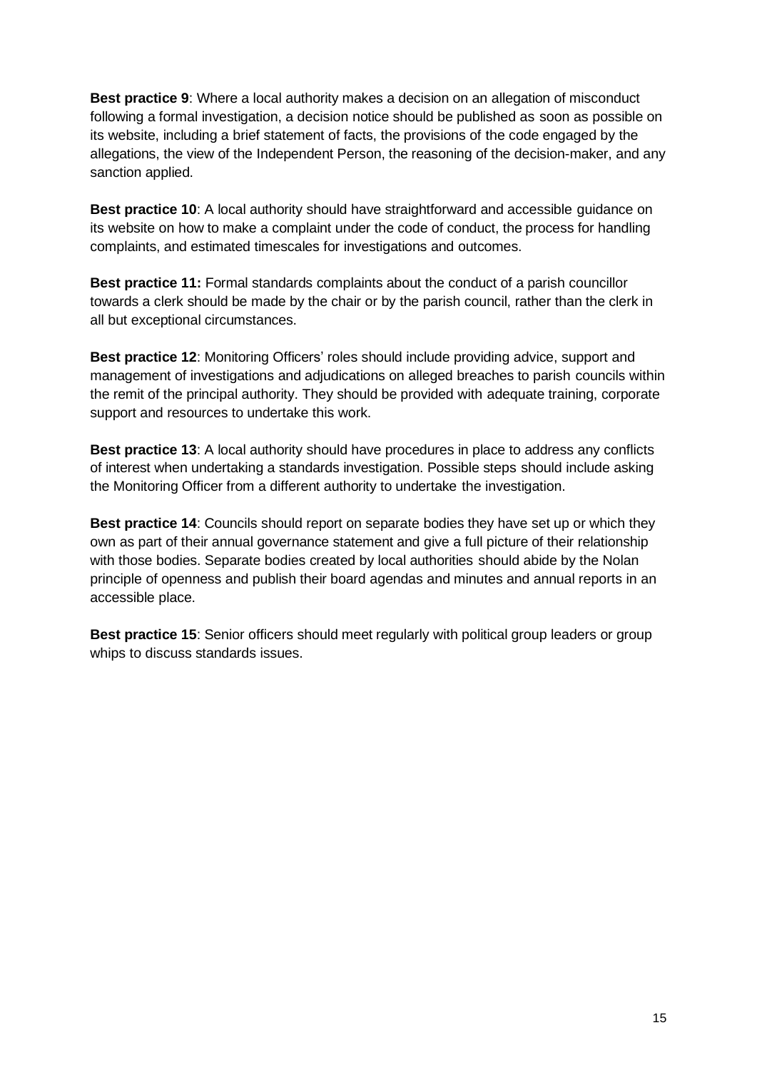**Best practice 9**: Where a local authority makes a decision on an allegation of misconduct following a formal investigation, a decision notice should be published as soon as possible on its website, including a brief statement of facts, the provisions of the code engaged by the allegations, the view of the Independent Person, the reasoning of the decision-maker, and any sanction applied.

**Best practice 10**: A local authority should have straightforward and accessible guidance on its website on how to make a complaint under the code of conduct, the process for handling complaints, and estimated timescales for investigations and outcomes.

**Best practice 11:** Formal standards complaints about the conduct of a parish councillor towards a clerk should be made by the chair or by the parish council, rather than the clerk in all but exceptional circumstances.

**Best practice 12**: Monitoring Officers' roles should include providing advice, support and management of investigations and adjudications on alleged breaches to parish councils within the remit of the principal authority. They should be provided with adequate training, corporate support and resources to undertake this work.

**Best practice 13**: A local authority should have procedures in place to address any conflicts of interest when undertaking a standards investigation. Possible steps should include asking the Monitoring Officer from a different authority to undertake the investigation.

**Best practice 14**: Councils should report on separate bodies they have set up or which they own as part of their annual governance statement and give a full picture of their relationship with those bodies. Separate bodies created by local authorities should abide by the Nolan principle of openness and publish their board agendas and minutes and annual reports in an accessible place.

**Best practice 15**: Senior officers should meet regularly with political group leaders or group whips to discuss standards issues.